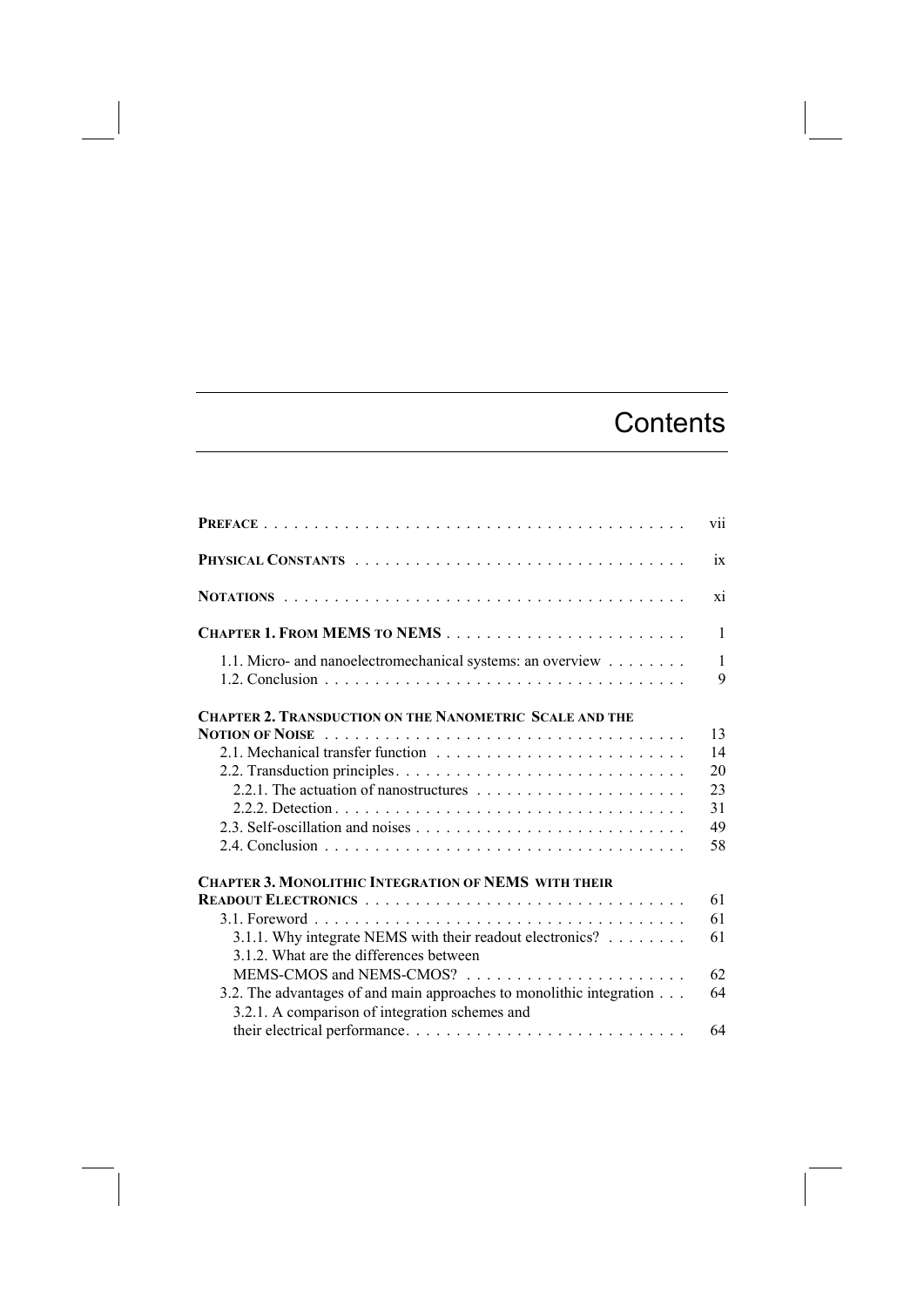# Contents

| | |
|---|---|
| **PREFACE** | vii |
| **PHYSICAL CONSTANTS** | ix |
| **NOTATIONS** | xi |
| **CHAPTER 1. FROM MEMS TO NEMS** | 1 |
| 1.1. Micro- and nanoelectromechanical systems: an overview | 1 |
| 1.2. Conclusion | 9 |
| **CHAPTER 2. TRANSDUCTION ON THE NANOMETRIC SCALE AND THE NOTION OF NOISE** | 13 |
| 2.1. Mechanical transfer function | 14 |
| 2.2. Transduction principles | 20 |
| 2.2.1. The actuation of nanostructures | 23 |
| 2.2.2. Detection | 31 |
| 2.3. Self-oscillation and noises | 49 |
| 2.4. Conclusion | 58 |
| **CHAPTER 3. MONOLITHIC INTEGRATION OF NEMS WITH THEIR READOUT ELECTRONICS** | 61 |
| 3.1. Foreword | 61 |
| 3.1.1. Why integrate NEMS with their readout electronics? | 61 |
| 3.1.2. What are the differences between MEMS-CMOS and NEMS-CMOS? | 62 |
| 3.2. The advantages of and main approaches to monolithic integration | 64 |
| 3.2.1. A comparison of integration schemes and their electrical performance | 64 |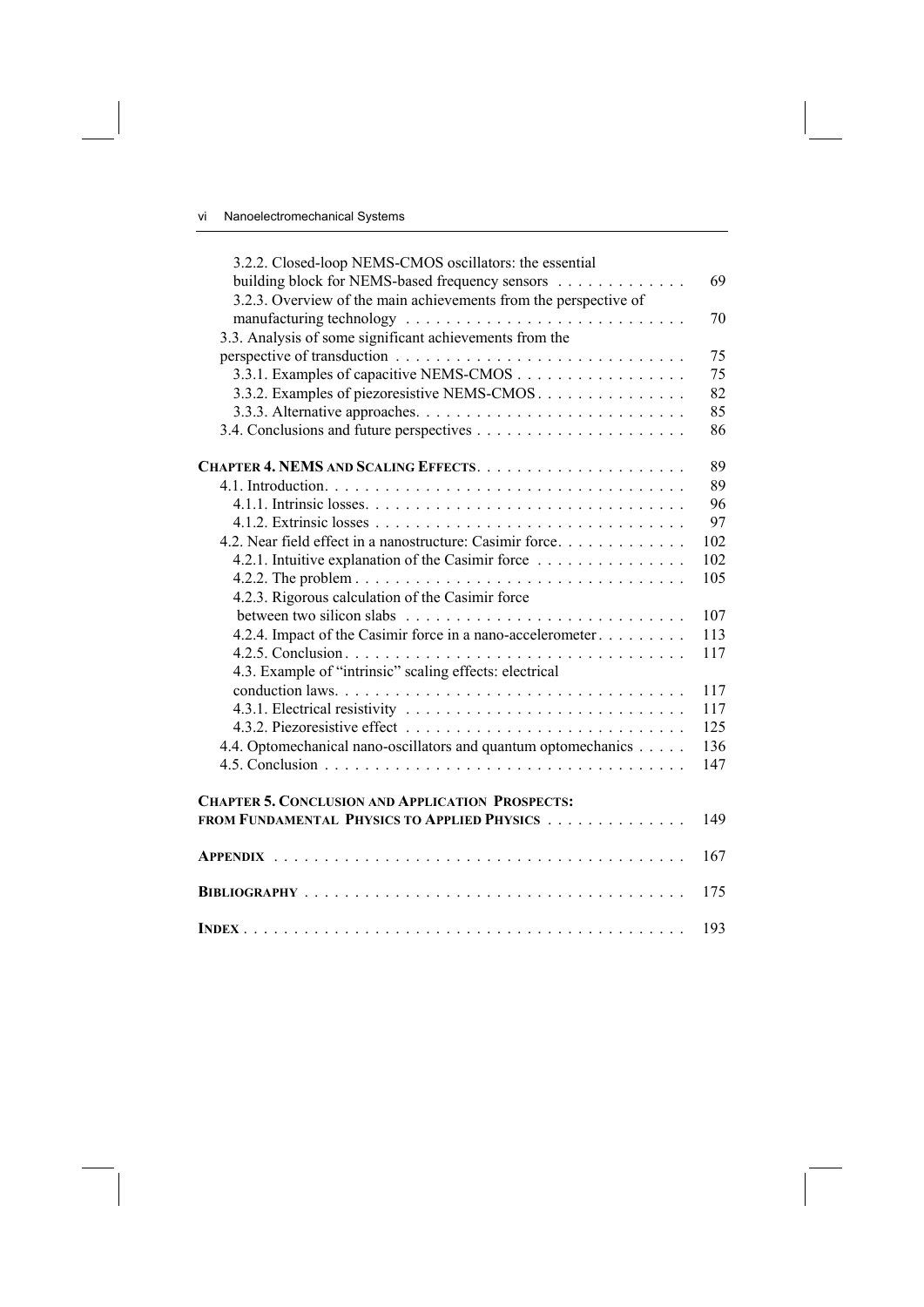3.2.2. Closed-loop NEMS-CMOS oscillators: the essential building block for NEMS-based frequency sensors . . . . . . . . . . . . . 69

3.2.3. Overview of the main achievements from the perspective of manufacturing technology . . . . . . . . . . . . . . . . . . . . . . . . . . . . 70

3.3. Analysis of some significant achievements from the perspective of transduction . . . . . . . . . . . . . . . . . . . . . . . . . . . . . 75

3.3.1. Examples of capacitive NEMS-CMOS . . . . . . . . . . . . . . . . . 75

3.3.2. Examples of piezoresistive NEMS-CMOS . . . . . . . . . . . . . . . 82

3.3.3. Alternative approaches. . . . . . . . . . . . . . . . . . . . . . . . . . . 85

3.4. Conclusions and future perspectives . . . . . . . . . . . . . . . . . . . . . 86

**CHAPTER 4. NEMS AND SCALING EFFECTS** . . . . . . . . . . . . . . . . . . . . . 89

4.1. Introduction. . . . . . . . . . . . . . . . . . . . . . . . . . . . . . . . . . . . 89

4.1.1. Intrinsic losses. . . . . . . . . . . . . . . . . . . . . . . . . . . . . . . . 96

4.1.2. Extrinsic losses . . . . . . . . . . . . . . . . . . . . . . . . . . . . . . . 97

4.2. Near field effect in a nanostructure: Casimir force. . . . . . . . . . . . . 102

4.2.1. Intuitive explanation of the Casimir force . . . . . . . . . . . . . . . 102

4.2.2. The problem . . . . . . . . . . . . . . . . . . . . . . . . . . . . . . . . . 105

4.2.3. Rigorous calculation of the Casimir force between two silicon slabs . . . . . . . . . . . . . . . . . . . . . . . . . . . . 107

4.2.4. Impact of the Casimir force in a nano-accelerometer . . . . . . . . . 113

4.2.5. Conclusion . . . . . . . . . . . . . . . . . . . . . . . . . . . . . . . . . . 117

4.3. Example of "intrinsic" scaling effects: electrical conduction laws. . . . . . . . . . . . . . . . . . . . . . . . . . . . . . . . . . . 117

4.3.1. Electrical resistivity . . . . . . . . . . . . . . . . . . . . . . . . . . . . 117

4.3.2. Piezoresistive effect . . . . . . . . . . . . . . . . . . . . . . . . . . . . 125

4.4. Optomechanical nano-oscillators and quantum optomechanics . . . . . 136

4.5. Conclusion . . . . . . . . . . . . . . . . . . . . . . . . . . . . . . . . . . . . 147

**CHAPTER 5. CONCLUSION AND APPLICATION PROSPECTS: FROM FUNDAMENTAL PHYSICS TO APPLIED PHYSICS** . . . . . . . . . . . . . . 149

**APPENDIX** . . . . . . . . . . . . . . . . . . . . . . . . . . . . . . . . . . . . . . . . . 167

**BIBLIOGRAPHY** . . . . . . . . . . . . . . . . . . . . . . . . . . . . . . . . . . . . . . 175

**INDEX** . . . . . . . . . . . . . . . . . . . . . . . . . . . . . . . . . . . . . . . . . . . . 193